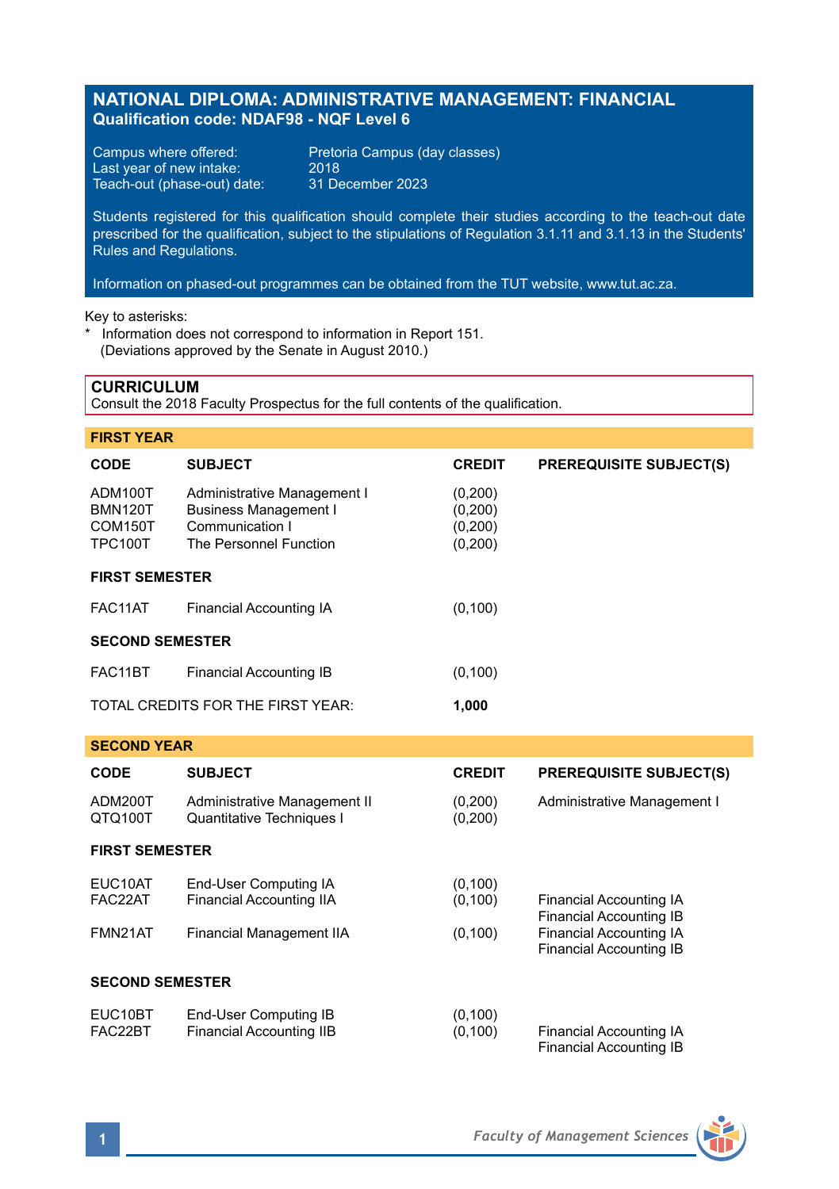# NATIONAL DIPLOMA: ADMINISTRATIVE MANAGEMENT: FINANCIAL

**Qualification code: NDAF98 - NQF Level 6**

| | |
|---|---|
| Campus where offered: | Pretoria Campus (day classes) |
| Last year of new intake: | 2018 |
| Teach-out (phase-out) date: | 31 December 2023 |

Students registered for this qualification should complete their studies according to the teach-out date prescribed for the qualification, subject to the stipulations of Regulation 3.1.11 and 3.1.13 in the Students' Rules and Regulations.

Information on phased-out programmes can be obtained from the TUT website, www.tut.ac.za.

Key to asterisks:
* Information does not correspond to information in Report 151.
  (Deviations approved by the Senate in August 2010.)

## CURRICULUM

Consult the 2018 Faculty Prospectus for the full contents of the qualification.

### FIRST YEAR

| CODE | SUBJECT | CREDIT | PREREQUISITE SUBJECT(S) |
|---|---|---|---|
| ADM100T | Administrative Management I | (0,200) | |
| BMN120T | Business Management I | (0,200) | |
| COM150T | Communication I | (0,200) | |
| TPC100T | The Personnel Function | (0,200) | |
| **FIRST SEMESTER** | | | |
| FAC11AT | Financial Accounting IA | (0,100) | |
| **SECOND SEMESTER** | | | |
| FAC11BT | Financial Accounting IB | (0,100) | |
| TOTAL CREDITS FOR THE FIRST YEAR: | | **1,000** | |

### SECOND YEAR

| CODE | SUBJECT | CREDIT | PREREQUISITE SUBJECT(S) |
|---|---|---|---|
| ADM200T | Administrative Management II | (0,200) | Administrative Management I |
| QTQ100T | Quantitative Techniques I | (0,200) | |
| **FIRST SEMESTER** | | | |
| EUC10AT | End-User Computing IA | (0,100) | |
| FAC22AT | Financial Accounting IIA | (0,100) | Financial Accounting IA<br>Financial Accounting IB |
| FMN21AT | Financial Management IIA | (0,100) | Financial Accounting IA<br>Financial Accounting IB |
| **SECOND SEMESTER** | | | |
| EUC10BT | End-User Computing IB | (0,100) | |
| FAC22BT | Financial Accounting IIB | (0,100) | Financial Accounting IA<br>Financial Accounting IB |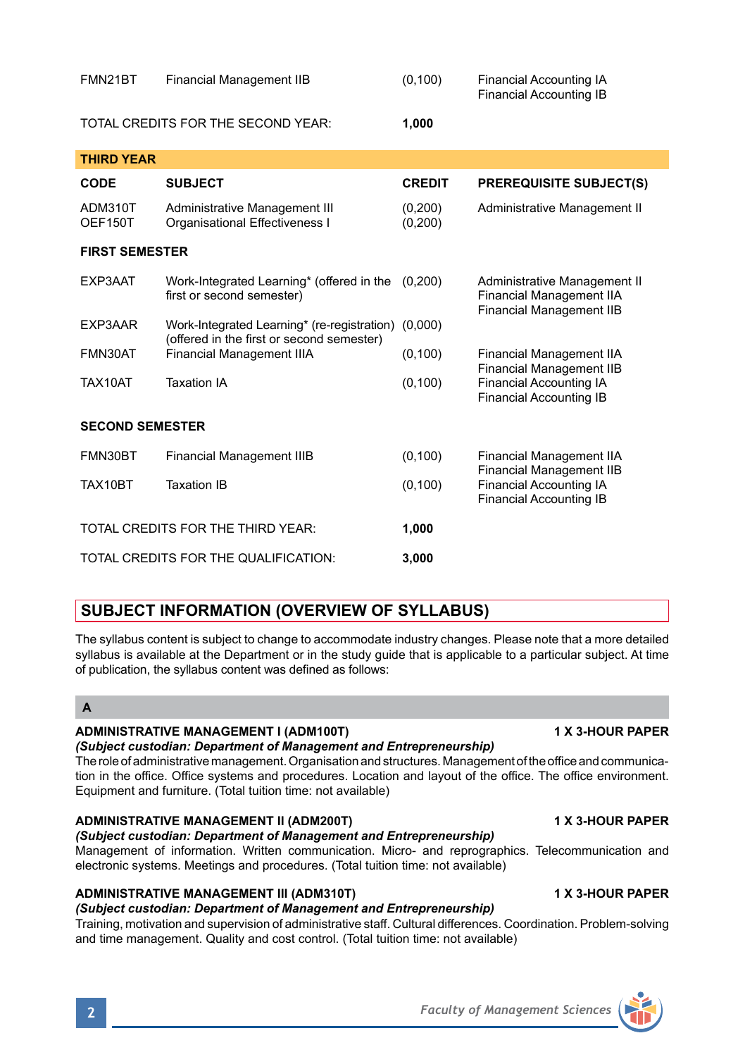| | | | |
|---|---|---|---|
| FMN21BT | Financial Management IIB | (0,100) | Financial Accounting IA<br>Financial Accounting IB |
| TOTAL CREDITS FOR THE SECOND YEAR: | | **1,000** | |

**THIRD YEAR**

| CODE | SUBJECT | CREDIT | PREREQUISITE SUBJECT(S) |
|---|---|---|---|
| ADM310T | Administrative Management III | (0,200) | Administrative Management II |
| OEF150T | Organisational Effectiveness I | (0,200) | |
| **FIRST SEMESTER** | | | |
| EXP3AAT | Work-Integrated Learning* (offered in the first or second semester) | (0,200) | Administrative Management II<br>Financial Management IIA<br>Financial Management IIB |
| EXP3AAR | Work-Integrated Learning* (re-registration) (offered in the first or second semester) | (0,000) | |
| FMN30AT | Financial Management IIIA | (0,100) | Financial Management IIA<br>Financial Management IIB |
| TAX10AT | Taxation IA | (0,100) | Financial Accounting IA<br>Financial Accounting IB |
| **SECOND SEMESTER** | | | |
| FMN30BT | Financial Management IIIB | (0,100) | Financial Management IIA<br>Financial Management IIB |
| TAX10BT | Taxation IB | (0,100) | Financial Accounting IA<br>Financial Accounting IB |
| TOTAL CREDITS FOR THE THIRD YEAR: | | **1,000** | |
| TOTAL CREDITS FOR THE QUALIFICATION: | | **3,000** | |

## SUBJECT INFORMATION (OVERVIEW OF SYLLABUS)

The syllabus content is subject to change to accommodate industry changes. Please note that a more detailed syllabus is available at the Department or in the study guide that is applicable to a particular subject. At time of publication, the syllabus content was defined as follows:

### A

**ADMINISTRATIVE MANAGEMENT I (ADM100T)** **1 X 3-HOUR PAPER**
***(Subject custodian: Department of Management and Entrepreneurship)***
The role of administrative management. Organisation and structures. Management of the office and communication in the office. Office systems and procedures. Location and layout of the office. The office environment. Equipment and furniture. (Total tuition time: not available)

**ADMINISTRATIVE MANAGEMENT II (ADM200T)** **1 X 3-HOUR PAPER**
***(Subject custodian: Department of Management and Entrepreneurship)***
Management of information. Written communication. Micro- and reprographics. Telecommunication and electronic systems. Meetings and procedures. (Total tuition time: not available)

**ADMINISTRATIVE MANAGEMENT III (ADM310T)** **1 X 3-HOUR PAPER**
***(Subject custodian: Department of Management and Entrepreneurship)***
Training, motivation and supervision of administrative staff. Cultural differences. Coordination. Problem-solving and time management. Quality and cost control. (Total tuition time: not available)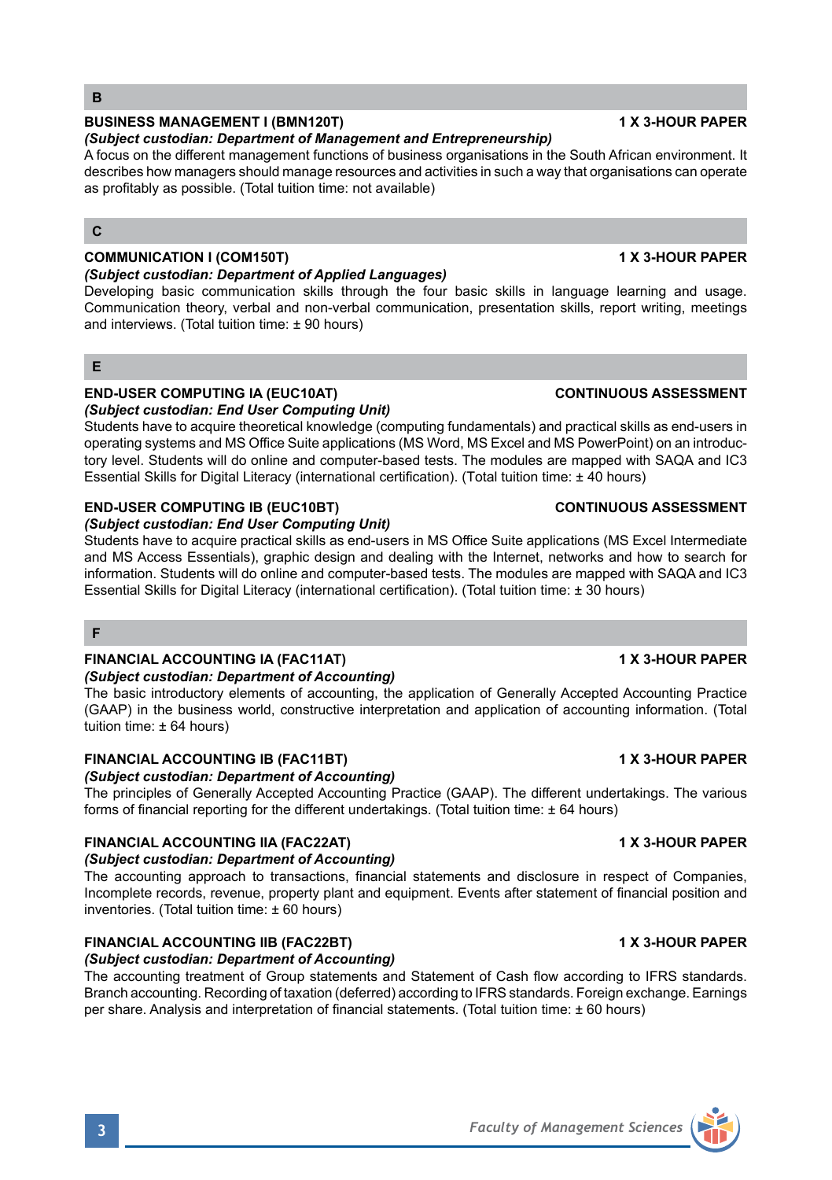## B

**BUSINESS MANAGEMENT I (BMN120T)** **1 X 3-HOUR PAPER**

***(Subject custodian: Department of Management and Entrepreneurship)***

A focus on the different management functions of business organisations in the South African environment. It describes how managers should manage resources and activities in such a way that organisations can operate as profitably as possible. (Total tuition time: not available)

## C

**COMMUNICATION I (COM150T)** **1 X 3-HOUR PAPER**

***(Subject custodian: Department of Applied Languages)***

Developing basic communication skills through the four basic skills in language learning and usage. Communication theory, verbal and non-verbal communication, presentation skills, report writing, meetings and interviews. (Total tuition time: ± 90 hours)

## E

**END-USER COMPUTING IA (EUC10AT)** **CONTINUOUS ASSESSMENT**

***(Subject custodian: End User Computing Unit)***

Students have to acquire theoretical knowledge (computing fundamentals) and practical skills as end-users in operating systems and MS Office Suite applications (MS Word, MS Excel and MS PowerPoint) on an introductory level. Students will do online and computer-based tests. The modules are mapped with SAQA and IC3 Essential Skills for Digital Literacy (international certification). (Total tuition time: ± 40 hours)

**END-USER COMPUTING IB (EUC10BT)** **CONTINUOUS ASSESSMENT**

***(Subject custodian: End User Computing Unit)***

Students have to acquire practical skills as end-users in MS Office Suite applications (MS Excel Intermediate and MS Access Essentials), graphic design and dealing with the Internet, networks and how to search for information. Students will do online and computer-based tests. The modules are mapped with SAQA and IC3 Essential Skills for Digital Literacy (international certification). (Total tuition time: ± 30 hours)

## F

**FINANCIAL ACCOUNTING IA (FAC11AT)** **1 X 3-HOUR PAPER**

***(Subject custodian: Department of Accounting)***

The basic introductory elements of accounting, the application of Generally Accepted Accounting Practice (GAAP) in the business world, constructive interpretation and application of accounting information. (Total tuition time: ± 64 hours)

**FINANCIAL ACCOUNTING IB (FAC11BT)** **1 X 3-HOUR PAPER**

***(Subject custodian: Department of Accounting)***

The principles of Generally Accepted Accounting Practice (GAAP). The different undertakings. The various forms of financial reporting for the different undertakings. (Total tuition time: ± 64 hours)

**FINANCIAL ACCOUNTING IIA (FAC22AT)** **1 X 3-HOUR PAPER**

***(Subject custodian: Department of Accounting)***

The accounting approach to transactions, financial statements and disclosure in respect of Companies, Incomplete records, revenue, property plant and equipment. Events after statement of financial position and inventories. (Total tuition time: ± 60 hours)

**FINANCIAL ACCOUNTING IIB (FAC22BT)** **1 X 3-HOUR PAPER**

***(Subject custodian: Department of Accounting)***

The accounting treatment of Group statements and Statement of Cash flow according to IFRS standards. Branch accounting. Recording of taxation (deferred) according to IFRS standards. Foreign exchange. Earnings per share. Analysis and interpretation of financial statements. (Total tuition time: ± 60 hours)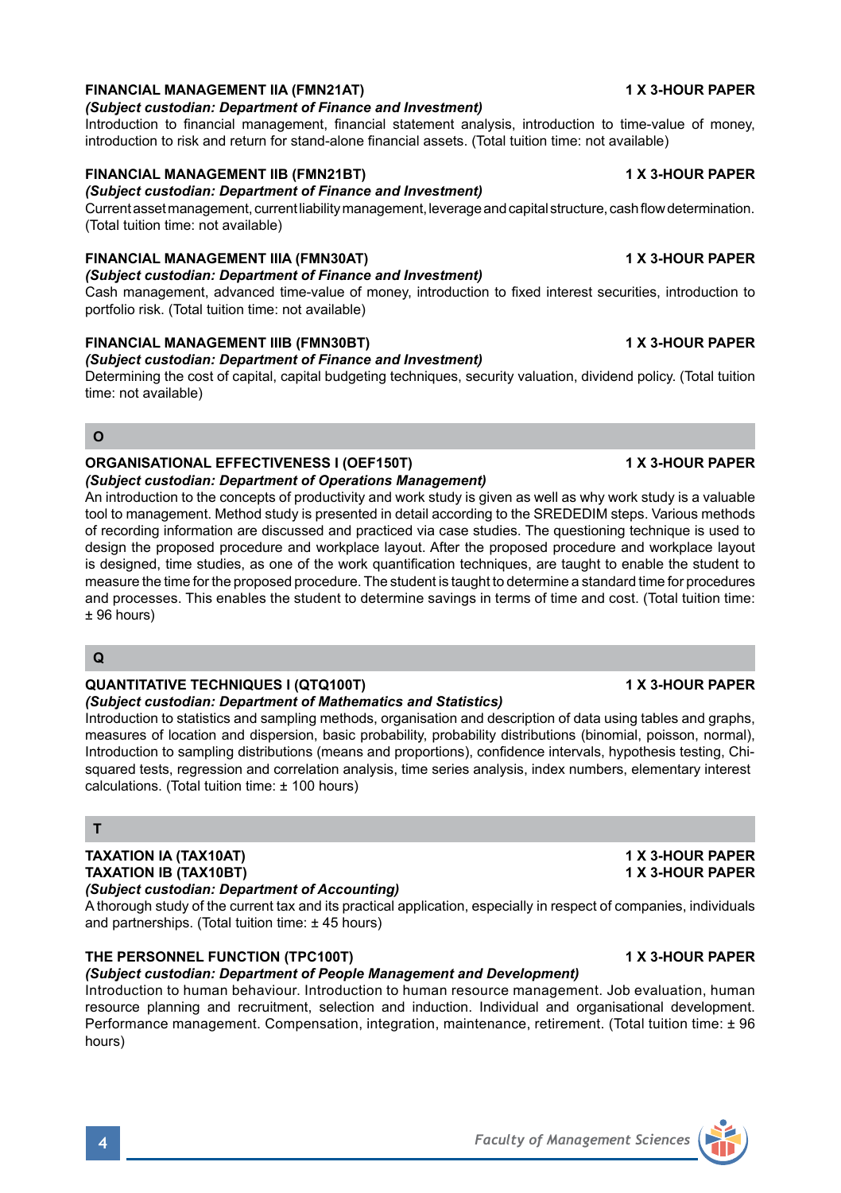**FINANCIAL MANAGEMENT IIA (FMN21AT)** **1 X 3-HOUR PAPER**

***(Subject custodian: Department of Finance and Investment)***

Introduction to financial management, financial statement analysis, introduction to time-value of money, introduction to risk and return for stand-alone financial assets. (Total tuition time: not available)

**FINANCIAL MANAGEMENT IIB (FMN21BT)** **1 X 3-HOUR PAPER**

***(Subject custodian: Department of Finance and Investment)***

Current asset management, current liability management, leverage and capital structure, cash flow determination. (Total tuition time: not available)

**FINANCIAL MANAGEMENT IIIA (FMN30AT)** **1 X 3-HOUR PAPER**

***(Subject custodian: Department of Finance and Investment)***

Cash management, advanced time-value of money, introduction to fixed interest securities, introduction to portfolio risk. (Total tuition time: not available)

**FINANCIAL MANAGEMENT IIIB (FMN30BT)** **1 X 3-HOUR PAPER**

***(Subject custodian: Department of Finance and Investment)***

Determining the cost of capital, capital budgeting techniques, security valuation, dividend policy. (Total tuition time: not available)

## O

**ORGANISATIONAL EFFECTIVENESS I (OEF150T)** **1 X 3-HOUR PAPER**

***(Subject custodian: Department of Operations Management)***

An introduction to the concepts of productivity and work study is given as well as why work study is a valuable tool to management. Method study is presented in detail according to the SREDEDIM steps. Various methods of recording information are discussed and practiced via case studies. The questioning technique is used to design the proposed procedure and workplace layout. After the proposed procedure and workplace layout is designed, time studies, as one of the work quantification techniques, are taught to enable the student to measure the time for the proposed procedure. The student is taught to determine a standard time for procedures and processes. This enables the student to determine savings in terms of time and cost. (Total tuition time: ± 96 hours)

## Q

**QUANTITATIVE TECHNIQUES I (QTQ100T)** **1 X 3-HOUR PAPER**

***(Subject custodian: Department of Mathematics and Statistics)***

Introduction to statistics and sampling methods, organisation and description of data using tables and graphs, measures of location and dispersion, basic probability, probability distributions (binomial, poisson, normal), Introduction to sampling distributions (means and proportions), confidence intervals, hypothesis testing, Chi-squared tests, regression and correlation analysis, time series analysis, index numbers, elementary interest calculations. (Total tuition time: ± 100 hours)

## T

**TAXATION IA (TAX10AT)** **1 X 3-HOUR PAPER**

**TAXATION IB (TAX10BT)** **1 X 3-HOUR PAPER**

***(Subject custodian: Department of Accounting)***

A thorough study of the current tax and its practical application, especially in respect of companies, individuals and partnerships. (Total tuition time: ± 45 hours)

**THE PERSONNEL FUNCTION (TPC100T)** **1 X 3-HOUR PAPER**

***(Subject custodian: Department of People Management and Development)***

Introduction to human behaviour. Introduction to human resource management. Job evaluation, human resource planning and recruitment, selection and induction. Individual and organisational development. Performance management. Compensation, integration, maintenance, retirement. (Total tuition time: ± 96 hours)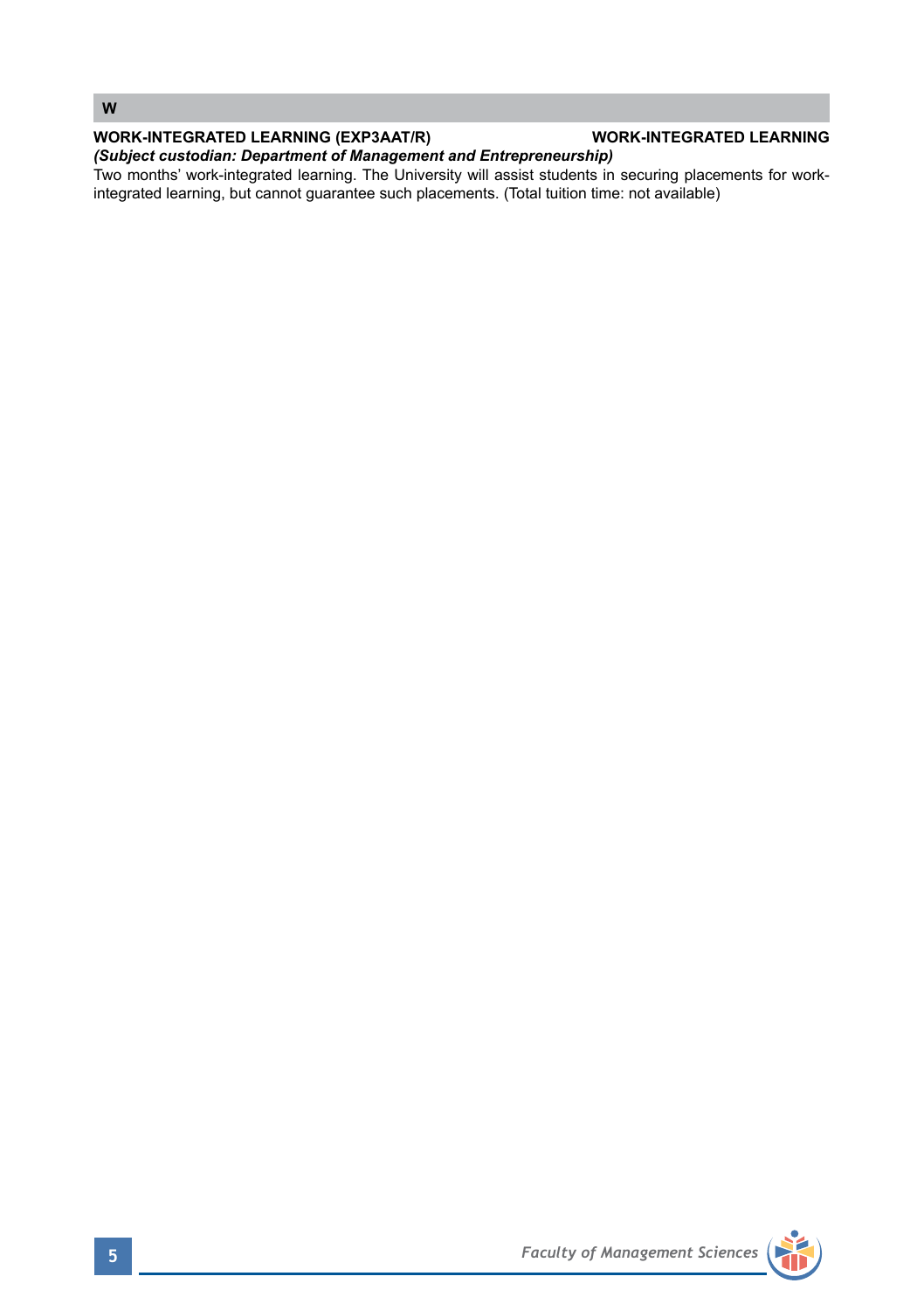## W

**WORK-INTEGRATED LEARNING (EXP3AAT/R) WORK-INTEGRATED LEARNING**

***(Subject custodian: Department of Management and Entrepreneurship)***

Two months' work-integrated learning. The University will assist students in securing placements for work-integrated learning, but cannot guarantee such placements. (Total tuition time: not available)